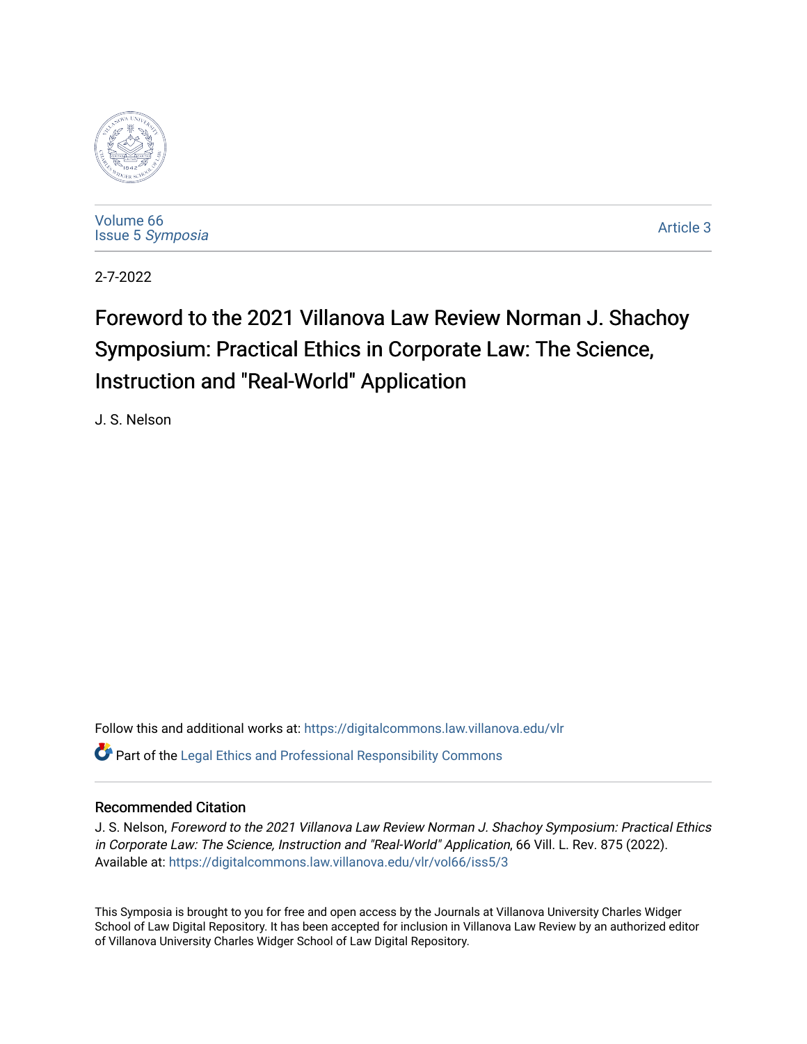Volume 66
Issue 5 *Symposia*

Article 3

2-7-2022

# Foreword to the 2021 Villanova Law Review Norman J. Shachoy Symposium: Practical Ethics in Corporate Law: The Science, Instruction and "Real-World" Application

J. S. Nelson

Follow this and additional works at: https://digitalcommons.law.villanova.edu/vlr

Part of the Legal Ethics and Professional Responsibility Commons

## Recommended Citation

J. S. Nelson, *Foreword to the 2021 Villanova Law Review Norman J. Shachoy Symposium: Practical Ethics in Corporate Law: The Science, Instruction and "Real-World" Application*, 66 Vill. L. Rev. 875 (2022).
Available at: https://digitalcommons.law.villanova.edu/vlr/vol66/iss5/3

This Symposia is brought to you for free and open access by the Journals at Villanova University Charles Widger School of Law Digital Repository. It has been accepted for inclusion in Villanova Law Review by an authorized editor of Villanova University Charles Widger School of Law Digital Repository.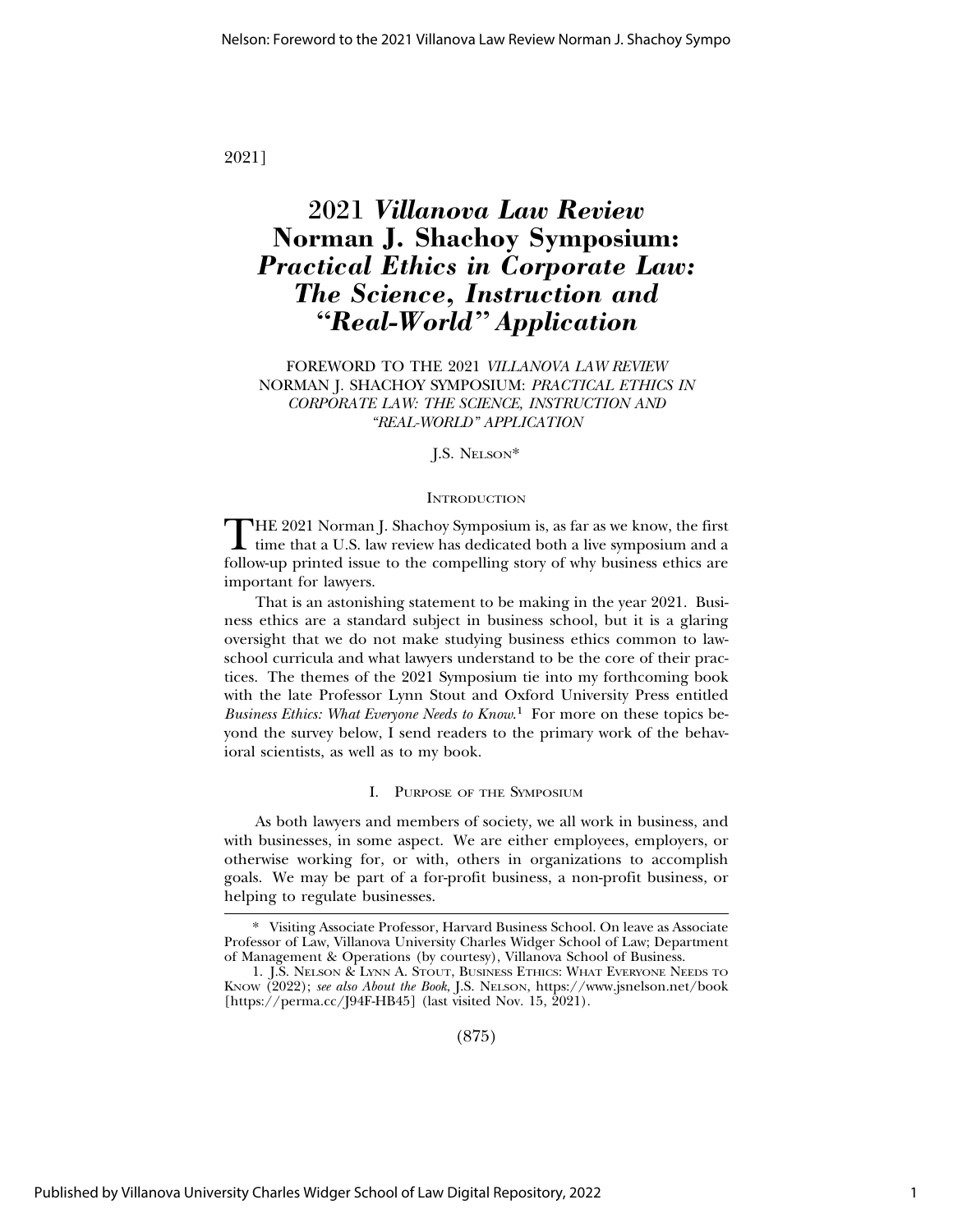# 2021 *Villanova Law Review* Norman J. Shachoy Symposium: *Practical Ethics in Corporate Law: The Science, Instruction and "Real-World" Application*

FOREWORD TO THE 2021 *VILLANOVA LAW REVIEW* NORMAN J. SHACHOY SYMPOSIUM: *PRACTICAL ETHICS IN CORPORATE LAW: THE SCIENCE, INSTRUCTION AND "REAL-WORLD" APPLICATION*

J.S. NELSON*

## INTRODUCTION

THE 2021 Norman J. Shachoy Symposium is, as far as we know, the first time that a U.S. law review has dedicated both a live symposium and a follow-up printed issue to the compelling story of why business ethics are important for lawyers.

That is an astonishing statement to be making in the year 2021. Business ethics are a standard subject in business school, but it is a glaring oversight that we do not make studying business ethics common to law-school curricula and what lawyers understand to be the core of their practices. The themes of the 2021 Symposium tie into my forthcoming book with the late Professor Lynn Stout and Oxford University Press entitled *Business Ethics: What Everyone Needs to Know*.[1] For more on these topics beyond the survey below, I send readers to the primary work of the behavioral scientists, as well as to my book.

## I. PURPOSE OF THE SYMPOSIUM

As both lawyers and members of society, we all work in business, and with businesses, in some aspect. We are either employees, employers, or otherwise working for, or with, others in organizations to accomplish goals. We may be part of a for-profit business, a non-profit business, or helping to regulate businesses.

---

\* Visiting Associate Professor, Harvard Business School. On leave as Associate Professor of Law, Villanova University Charles Widger School of Law; Department of Management & Operations (by courtesy), Villanova School of Business.

1. J.S. NELSON & LYNN A. STOUT, BUSINESS ETHICS: WHAT EVERYONE NEEDS TO KNOW (2022); *see also About the Book*, J.S. NELSON, https://www.jsnelson.net/book [https://perma.cc/J94F-HB45] (last visited Nov. 15, 2021).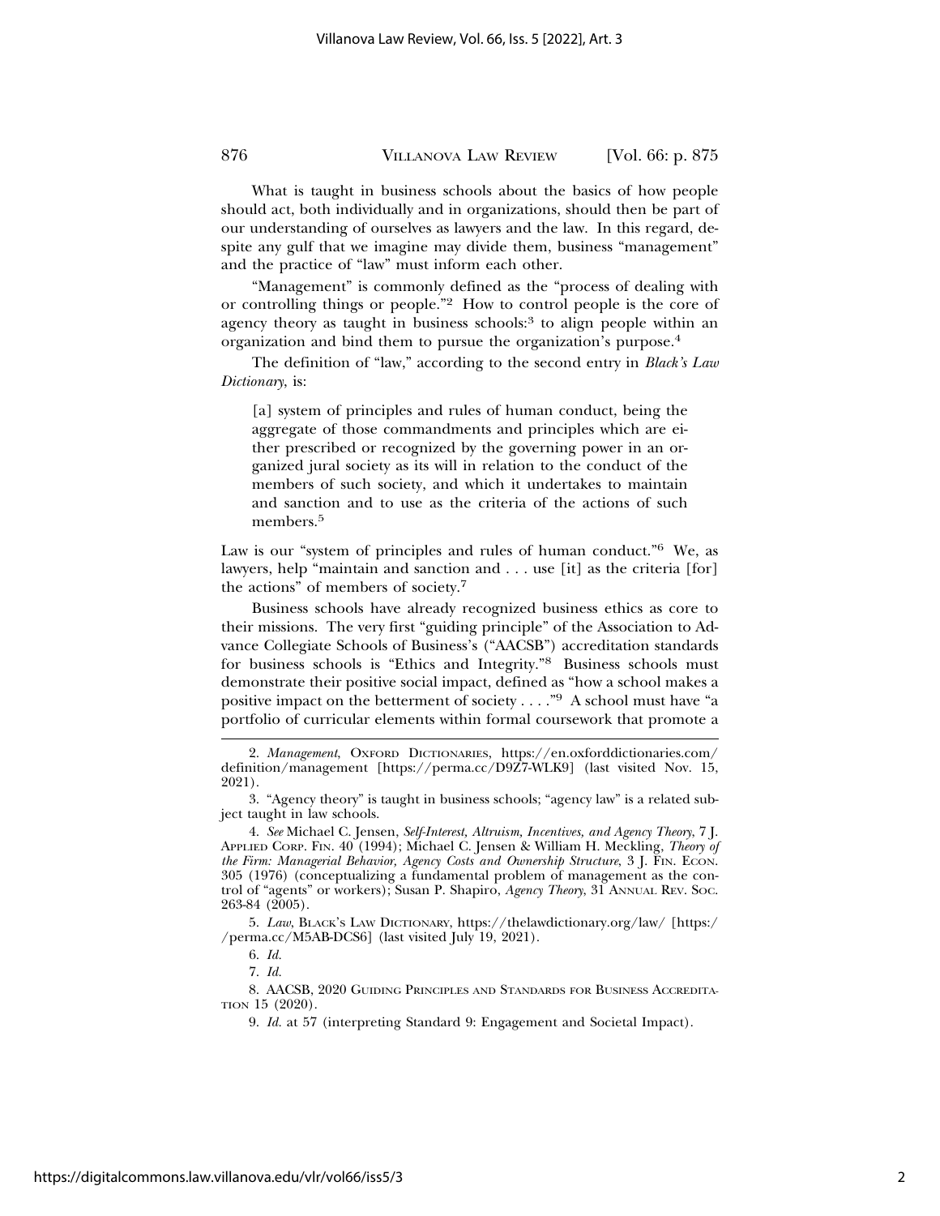What is taught in business schools about the basics of how people should act, both individually and in organizations, should then be part of our understanding of ourselves as lawyers and the law. In this regard, despite any gulf that we imagine may divide them, business "management" and the practice of "law" must inform each other.

"Management" is commonly defined as the "process of dealing with or controlling things or people."[2] How to control people is the core of agency theory as taught in business schools:[3] to align people within an organization and bind them to pursue the organization's purpose.[4]

The definition of "law," according to the second entry in *Black's Law Dictionary*, is:

> [a] system of principles and rules of human conduct, being the aggregate of those commandments and principles which are either prescribed or recognized by the governing power in an organized jural society as its will in relation to the conduct of the members of such society, and which it undertakes to maintain and sanction and to use as the criteria of the actions of such members.[5]

Law is our "system of principles and rules of human conduct."[6] We, as lawyers, help "maintain and sanction and . . . use [it] as the criteria [for] the actions" of members of society.[7]

Business schools have already recognized business ethics as core to their missions. The very first "guiding principle" of the Association to Advance Collegiate Schools of Business's ("AACSB") accreditation standards for business schools is "Ethics and Integrity."[8] Business schools must demonstrate their positive social impact, defined as "how a school makes a positive impact on the betterment of society . . . ."[9] A school must have "a portfolio of curricular elements within formal coursework that promote a

---

2. *Management*, Oxford Dictionaries, https://en.oxforddictionaries.com/definition/management [https://perma.cc/D9Z7-WLK9] (last visited Nov. 15, 2021).

3. "Agency theory" is taught in business schools; "agency law" is a related subject taught in law schools.

4. *See* Michael C. Jensen, *Self-Interest, Altruism, Incentives, and Agency Theory*, 7 J. Applied Corp. Fin. 40 (1994); Michael C. Jensen & William H. Meckling, *Theory of the Firm: Managerial Behavior, Agency Costs and Ownership Structure*, 3 J. Fin. Econ. 305 (1976) (conceptualizing a fundamental problem of management as the control of "agents" or workers); Susan P. Shapiro, *Agency Theory*, 31 Annual Rev. Soc. 263-84 (2005).

5. *Law*, Black's Law Dictionary, https://thelawdictionary.org/law/ [https://perma.cc/M5AB-DCS6] (last visited July 19, 2021).

6. *Id.*

7. *Id.*

8. AACSB, 2020 Guiding Principles and Standards for Business Accreditation 15 (2020).

9. *Id.* at 57 (interpreting Standard 9: Engagement and Societal Impact).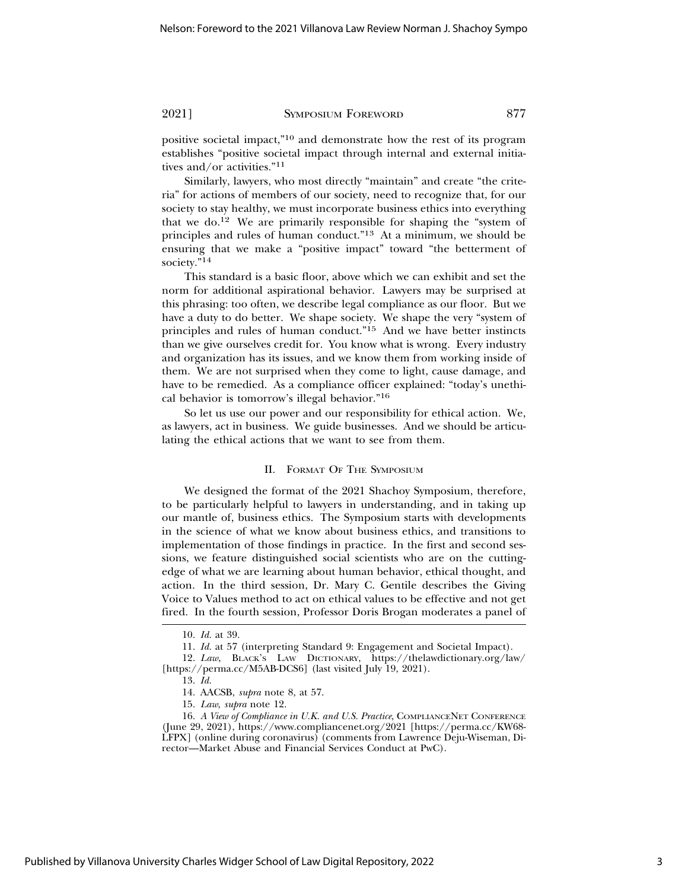positive societal impact,"[10] and demonstrate how the rest of its program establishes "positive societal impact through internal and external initiatives and/or activities."[11]

Similarly, lawyers, who most directly "maintain" and create "the criteria" for actions of members of our society, need to recognize that, for our society to stay healthy, we must incorporate business ethics into everything that we do.[12] We are primarily responsible for shaping the "system of principles and rules of human conduct."[13] At a minimum, we should be ensuring that we make a "positive impact" toward "the betterment of society."[14]

This standard is a basic floor, above which we can exhibit and set the norm for additional aspirational behavior. Lawyers may be surprised at this phrasing: too often, we describe legal compliance as our floor. But we have a duty to do better. We shape society. We shape the very "system of principles and rules of human conduct."[15] And we have better instincts than we give ourselves credit for. You know what is wrong. Every industry and organization has its issues, and we know them from working inside of them. We are not surprised when they come to light, cause damage, and have to be remedied. As a compliance officer explained: "today's unethical behavior is tomorrow's illegal behavior."[16]

So let us use our power and our responsibility for ethical action. We, as lawyers, act in business. We guide businesses. And we should be articulating the ethical actions that we want to see from them.

## II. Format Of The Symposium

We designed the format of the 2021 Shachoy Symposium, therefore, to be particularly helpful to lawyers in understanding, and in taking up our mantle of, business ethics. The Symposium starts with developments in the science of what we know about business ethics, and transitions to implementation of those findings in practice. In the first and second sessions, we feature distinguished social scientists who are on the cutting-edge of what we are learning about human behavior, ethical thought, and action. In the third session, Dr. Mary C. Gentile describes the Giving Voice to Values method to act on ethical values to be effective and not get fired. In the fourth session, Professor Doris Brogan moderates a panel of

---

10. *Id.* at 39.

11. *Id.* at 57 (interpreting Standard 9: Engagement and Societal Impact).

12. *Law*, Black's Law Dictionary, https://thelawdictionary.org/law/ [https://perma.cc/M5AB-DCS6] (last visited July 19, 2021).

13. *Id.*

14. AACSB, *supra* note 8, at 57.

15. *Law*, *supra* note 12.

16. *A View of Compliance in U.K. and U.S. Practice*, ComplianceNet Conference (June 29, 2021), https://www.compliancenet.org/2021 [https://perma.cc/KW68-LFPX] (online during coronavirus) (comments from Lawrence Deju-Wiseman, Director—Market Abuse and Financial Services Conduct at PwC).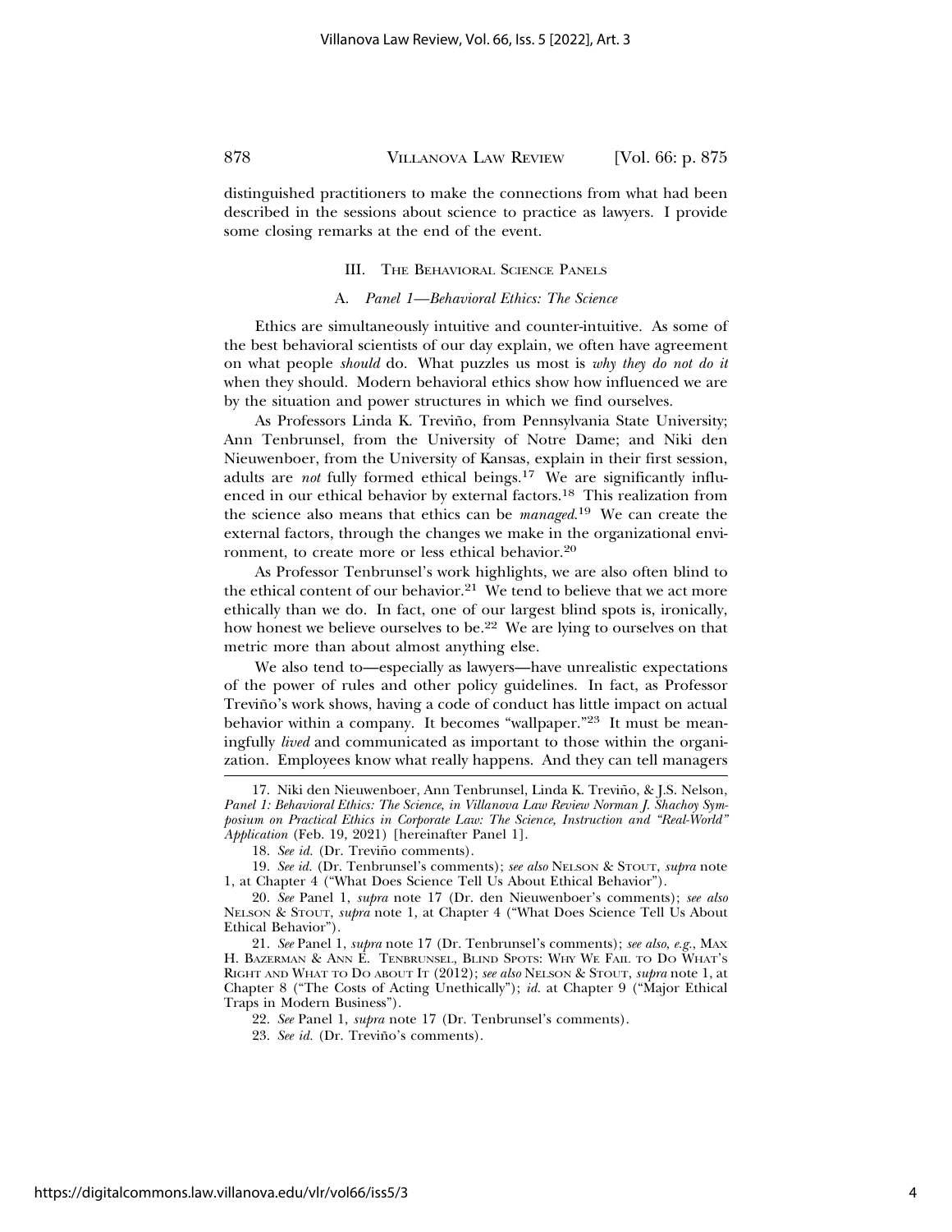distinguished practitioners to make the connections from what had been described in the sessions about science to practice as lawyers. I provide some closing remarks at the end of the event.

## III. The Behavioral Science Panels

### A. *Panel 1—Behavioral Ethics: The Science*

Ethics are simultaneously intuitive and counter-intuitive. As some of the best behavioral scientists of our day explain, we often have agreement on what people *should* do. What puzzles us most is *why they do not do it* when they should. Modern behavioral ethics show how influenced we are by the situation and power structures in which we find ourselves.

As Professors Linda K. Treviño, from Pennsylvania State University; Ann Tenbrunsel, from the University of Notre Dame; and Niki den Nieuwenboer, from the University of Kansas, explain in their first session, adults are *not* fully formed ethical beings.[17] We are significantly influenced in our ethical behavior by external factors.[18] This realization from the science also means that ethics can be *managed*.[19] We can create the external factors, through the changes we make in the organizational environment, to create more or less ethical behavior.[20]

As Professor Tenbrunsel's work highlights, we are also often blind to the ethical content of our behavior.[21] We tend to believe that we act more ethically than we do. In fact, one of our largest blind spots is, ironically, how honest we believe ourselves to be.[22] We are lying to ourselves on that metric more than about almost anything else.

We also tend to—especially as lawyers—have unrealistic expectations of the power of rules and other policy guidelines. In fact, as Professor Treviño's work shows, having a code of conduct has little impact on actual behavior within a company. It becomes "wallpaper."[23] It must be meaningfully *lived* and communicated as important to those within the organization. Employees know what really happens. And they can tell managers

---

17. Niki den Nieuwenboer, Ann Tenbrunsel, Linda K. Treviño, & J.S. Nelson, *Panel 1: Behavioral Ethics: The Science*, *in Villanova Law Review Norman J. Shachoy Symposium on Practical Ethics in Corporate Law: The Science, Instruction and "Real-World" Application* (Feb. 19, 2021) [hereinafter Panel 1].

18. *See id.* (Dr. Treviño comments).

19. *See id.* (Dr. Tenbrunsel's comments); *see also* Nelson & Stout, *supra* note 1, at Chapter 4 ("What Does Science Tell Us About Ethical Behavior").

20. *See* Panel 1, *supra* note 17 (Dr. den Nieuwenboer's comments); *see also* Nelson & Stout, *supra* note 1, at Chapter 4 ("What Does Science Tell Us About Ethical Behavior").

21. *See* Panel 1, *supra* note 17 (Dr. Tenbrunsel's comments); *see also, e.g.*, Max H. Bazerman & Ann E. Tenbrunsel, Blind Spots: Why We Fail to Do What's Right and What to Do about It (2012); *see also* Nelson & Stout, *supra* note 1, at Chapter 8 ("The Costs of Acting Unethically"); *id.* at Chapter 9 ("Major Ethical Traps in Modern Business").

22. *See* Panel 1, *supra* note 17 (Dr. Tenbrunsel's comments).

23. *See id.* (Dr. Treviño's comments).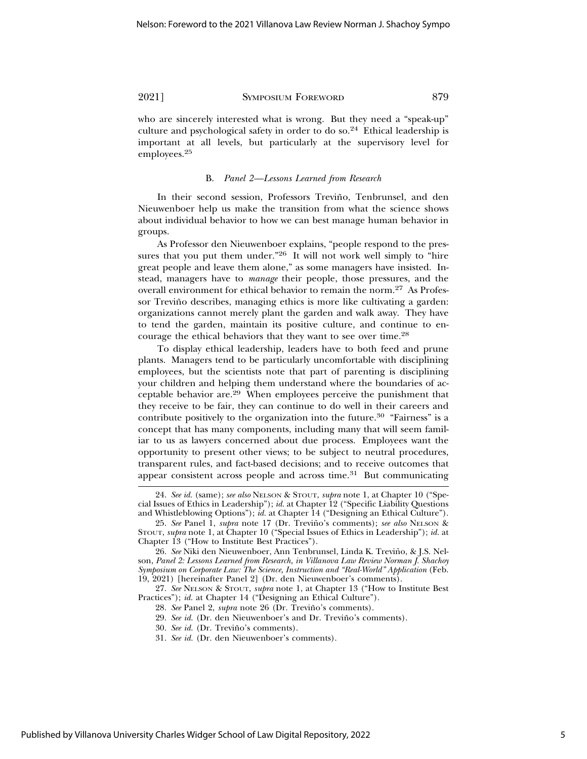who are sincerely interested what is wrong. But they need a "speak-up" culture and psychological safety in order to do so.[24] Ethical leadership is important at all levels, but particularly at the supervisory level for employees.[25]

### B. *Panel 2—Lessons Learned from Research*

In their second session, Professors Treviño, Tenbrunsel, and den Nieuwenboer help us make the transition from what the science shows about individual behavior to how we can best manage human behavior in groups.

As Professor den Nieuwenboer explains, "people respond to the pressures that you put them under."[26] It will not work well simply to "hire great people and leave them alone," as some managers have insisted. Instead, managers have to *manage* their people, those pressures, and the overall environment for ethical behavior to remain the norm.[27] As Professor Treviño describes, managing ethics is more like cultivating a garden: organizations cannot merely plant the garden and walk away. They have to tend the garden, maintain its positive culture, and continue to encourage the ethical behaviors that they want to see over time.[28]

To display ethical leadership, leaders have to both feed and prune plants. Managers tend to be particularly uncomfortable with disciplining employees, but the scientists note that part of parenting is disciplining your children and helping them understand where the boundaries of acceptable behavior are.[29] When employees perceive the punishment that they receive to be fair, they can continue to do well in their careers and contribute positively to the organization into the future.[30] "Fairness" is a concept that has many components, including many that will seem familiar to us as lawyers concerned about due process. Employees want the opportunity to present other views; to be subject to neutral procedures, transparent rules, and fact-based decisions; and to receive outcomes that appear consistent across people and across time.[31] But communicating

---

24. *See id.* (same); *see also* NELSON & STOUT, *supra* note 1, at Chapter 10 ("Special Issues of Ethics in Leadership"); *id.* at Chapter 12 ("Specific Liability Questions and Whistleblowing Options"); *id.* at Chapter 14 ("Designing an Ethical Culture").

25. *See* Panel 1, *supra* note 17 (Dr. Treviño's comments); *see also* NELSON & STOUT, *supra* note 1, at Chapter 10 ("Special Issues of Ethics in Leadership"); *id.* at Chapter 13 ("How to Institute Best Practices").

26. *See* Niki den Nieuwenboer, Ann Tenbrunsel, Linda K. Treviño, & J.S. Nelson, *Panel 2: Lessons Learned from Research*, *in Villanova Law Review Norman J. Shachoy Symposium on Corporate Law: The Science, Instruction and "Real-World" Application* (Feb. 19, 2021) [hereinafter Panel 2] (Dr. den Nieuwenboer's comments).

27. *See* NELSON & STOUT, *supra* note 1, at Chapter 13 ("How to Institute Best Practices"); *id.* at Chapter 14 ("Designing an Ethical Culture").

28. *See* Panel 2, *supra* note 26 (Dr. Treviño's comments).

29. *See id.* (Dr. den Nieuwenboer's and Dr. Treviño's comments).

30. *See id.* (Dr. Treviño's comments).

31. *See id.* (Dr. den Nieuwenboer's comments).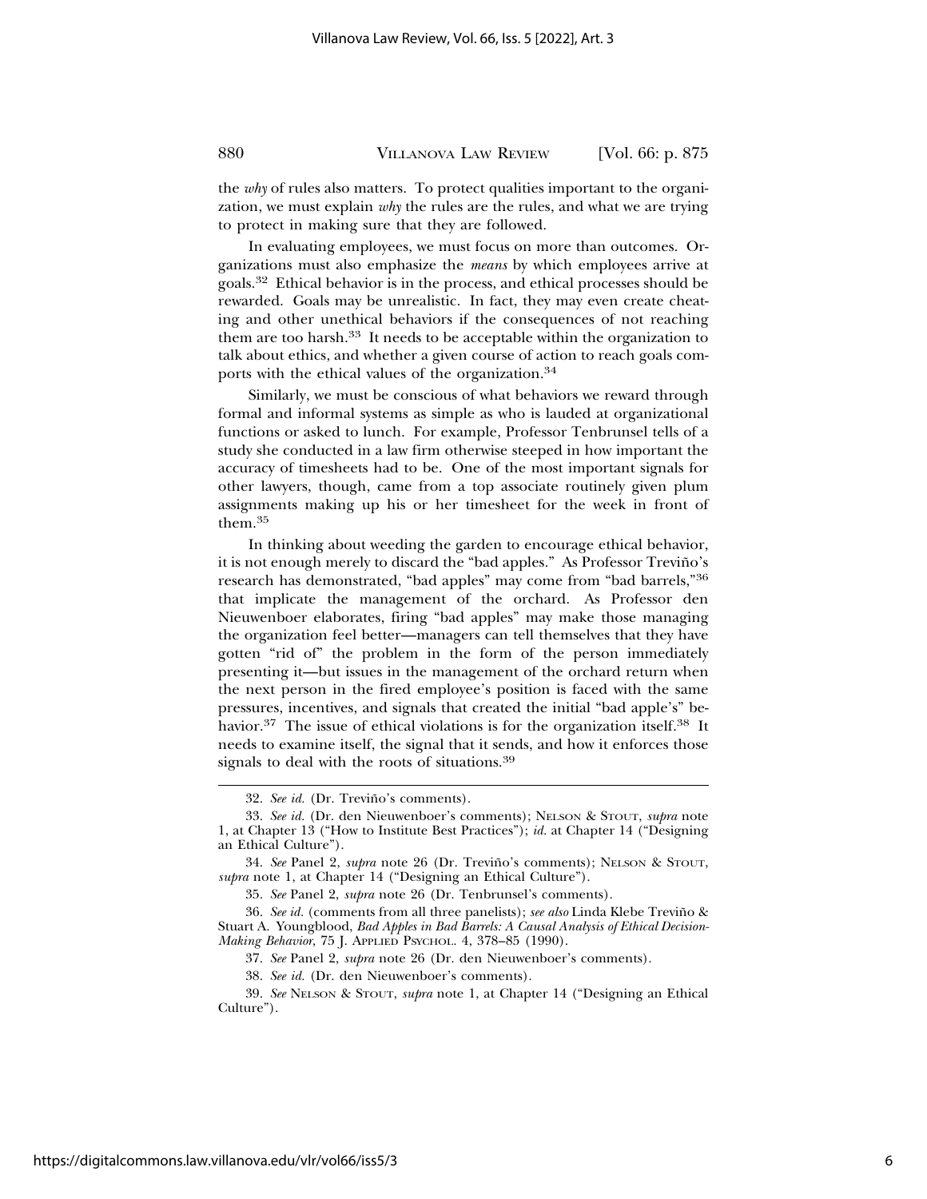the *why* of rules also matters. To protect qualities important to the organization, we must explain *why* the rules are the rules, and what we are trying to protect in making sure that they are followed.

In evaluating employees, we must focus on more than outcomes. Organizations must also emphasize the *means* by which employees arrive at goals.[32] Ethical behavior is in the process, and ethical processes should be rewarded. Goals may be unrealistic. In fact, they may even create cheating and other unethical behaviors if the consequences of not reaching them are too harsh.[33] It needs to be acceptable within the organization to talk about ethics, and whether a given course of action to reach goals comports with the ethical values of the organization.[34]

Similarly, we must be conscious of what behaviors we reward through formal and informal systems as simple as who is lauded at organizational functions or asked to lunch. For example, Professor Tenbrunsel tells of a study she conducted in a law firm otherwise steeped in how important the accuracy of timesheets had to be. One of the most important signals for other lawyers, though, came from a top associate routinely given plum assignments making up his or her timesheet for the week in front of them.[35]

In thinking about weeding the garden to encourage ethical behavior, it is not enough merely to discard the "bad apples." As Professor Treviño's research has demonstrated, "bad apples" may come from "bad barrels,"[36] that implicate the management of the orchard. As Professor den Nieuwenboer elaborates, firing "bad apples" may make those managing the organization feel better—managers can tell themselves that they have gotten "rid of" the problem in the form of the person immediately presenting it—but issues in the management of the orchard return when the next person in the fired employee's position is faced with the same pressures, incentives, and signals that created the initial "bad apple's" behavior.[37] The issue of ethical violations is for the organization itself.[38] It needs to examine itself, the signal that it sends, and how it enforces those signals to deal with the roots of situations.[39]

---

32. *See id.* (Dr. Treviño's comments).

33. *See id.* (Dr. den Nieuwenboer's comments); NELSON & STOUT, *supra* note 1, at Chapter 13 ("How to Institute Best Practices"); *id.* at Chapter 14 ("Designing an Ethical Culture").

34. *See* Panel 2, *supra* note 26 (Dr. Treviño's comments); NELSON & STOUT, *supra* note 1, at Chapter 14 ("Designing an Ethical Culture").

35. *See* Panel 2, *supra* note 26 (Dr. Tenbrunsel's comments).

36. *See id.* (comments from all three panelists); *see also* Linda Klebe Treviño & Stuart A. Youngblood, *Bad Apples in Bad Barrels: A Causal Analysis of Ethical Decision-Making Behavior*, 75 J. APPLIED PSYCHOL. 4, 378–85 (1990).

37. *See* Panel 2, *supra* note 26 (Dr. den Nieuwenboer's comments).

38. *See id.* (Dr. den Nieuwenboer's comments).

39. *See* NELSON & STOUT, *supra* note 1, at Chapter 14 ("Designing an Ethical Culture").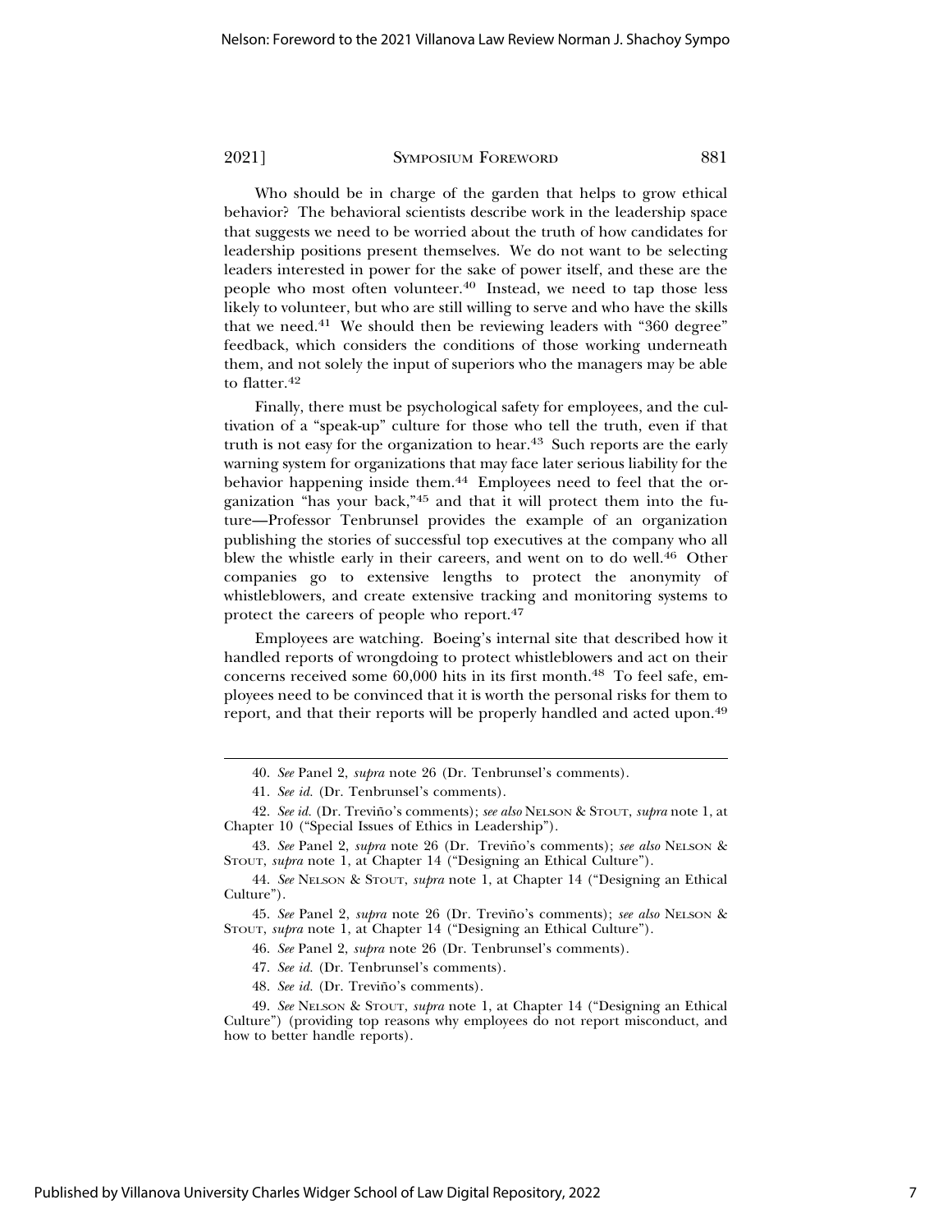Who should be in charge of the garden that helps to grow ethical behavior? The behavioral scientists describe work in the leadership space that suggests we need to be worried about the truth of how candidates for leadership positions present themselves. We do not want to be selecting leaders interested in power for the sake of power itself, and these are the people who most often volunteer.[40] Instead, we need to tap those less likely to volunteer, but who are still willing to serve and who have the skills that we need.[41] We should then be reviewing leaders with "360 degree" feedback, which considers the conditions of those working underneath them, and not solely the input of superiors who the managers may be able to flatter.[42]

Finally, there must be psychological safety for employees, and the cultivation of a "speak-up" culture for those who tell the truth, even if that truth is not easy for the organization to hear.[43] Such reports are the early warning system for organizations that may face later serious liability for the behavior happening inside them.[44] Employees need to feel that the organization "has your back,"[45] and that it will protect them into the future—Professor Tenbrunsel provides the example of an organization publishing the stories of successful top executives at the company who all blew the whistle early in their careers, and went on to do well.[46] Other companies go to extensive lengths to protect the anonymity of whistleblowers, and create extensive tracking and monitoring systems to protect the careers of people who report.[47]

Employees are watching. Boeing's internal site that described how it handled reports of wrongdoing to protect whistleblowers and act on their concerns received some 60,000 hits in its first month.[48] To feel safe, employees need to be convinced that it is worth the personal risks for them to report, and that their reports will be properly handled and acted upon.[49]

---

40. *See* Panel 2, *supra* note 26 (Dr. Tenbrunsel's comments).

41. *See id.* (Dr. Tenbrunsel's comments).

42. *See id.* (Dr. Treviño's comments); *see also* NELSON & STOUT, *supra* note 1, at Chapter 10 ("Special Issues of Ethics in Leadership").

43. *See* Panel 2, *supra* note 26 (Dr. Treviño's comments); *see also* NELSON & STOUT, *supra* note 1, at Chapter 14 ("Designing an Ethical Culture").

44. *See* NELSON & STOUT, *supra* note 1, at Chapter 14 ("Designing an Ethical Culture").

45. *See* Panel 2, *supra* note 26 (Dr. Treviño's comments); *see also* NELSON & STOUT, *supra* note 1, at Chapter 14 ("Designing an Ethical Culture").

46. *See* Panel 2, *supra* note 26 (Dr. Tenbrunsel's comments).

47. *See id.* (Dr. Tenbrunsel's comments).

48. *See id.* (Dr. Treviño's comments).

49. *See* NELSON & STOUT, *supra* note 1, at Chapter 14 ("Designing an Ethical Culture") (providing top reasons why employees do not report misconduct, and how to better handle reports).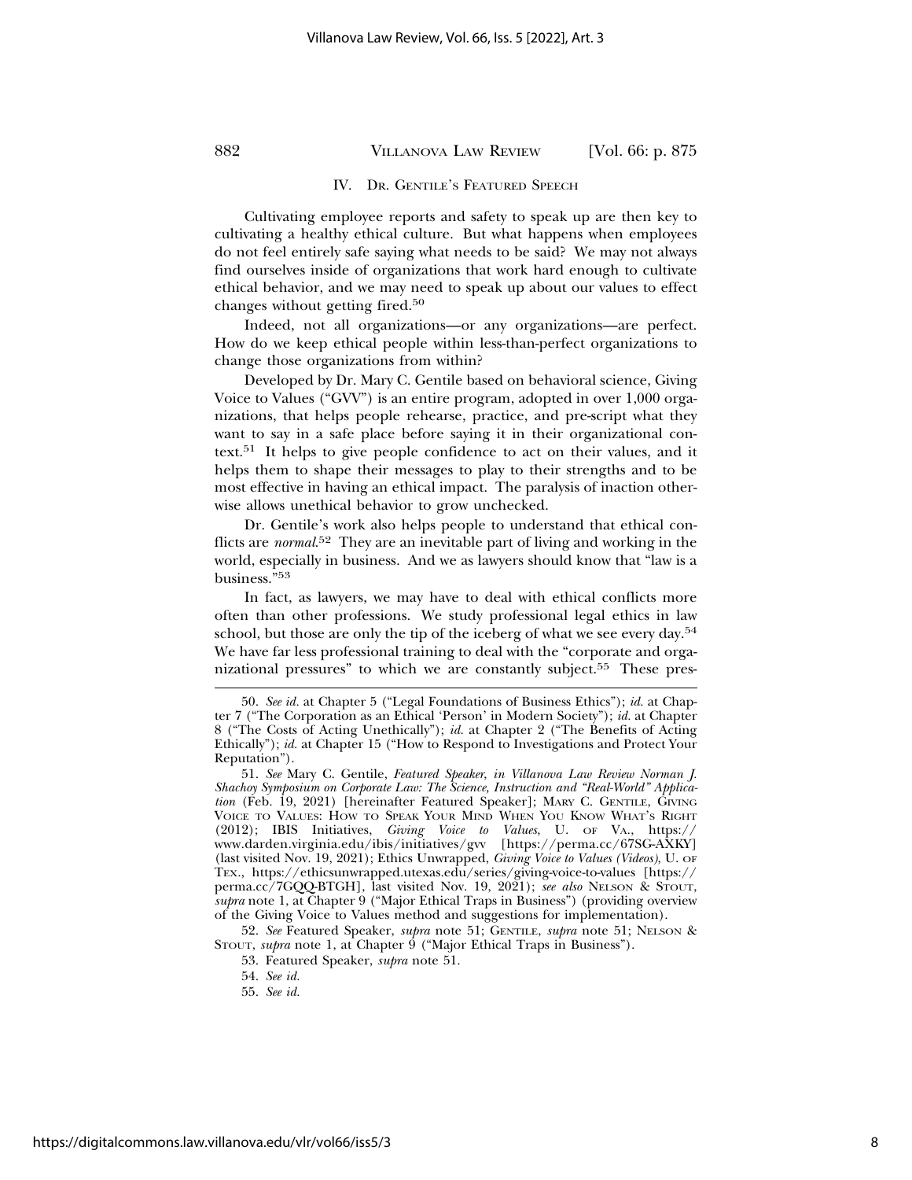## IV. Dr. Gentile's Featured Speech

Cultivating employee reports and safety to speak up are then key to cultivating a healthy ethical culture. But what happens when employees do not feel entirely safe saying what needs to be said? We may not always find ourselves inside of organizations that work hard enough to cultivate ethical behavior, and we may need to speak up about our values to effect changes without getting fired.[50]

Indeed, not all organizations—or any organizations—are perfect. How do we keep ethical people within less-than-perfect organizations to change those organizations from within?

Developed by Dr. Mary C. Gentile based on behavioral science, Giving Voice to Values ("GVV") is an entire program, adopted in over 1,000 organizations, that helps people rehearse, practice, and pre-script what they want to say in a safe place before saying it in their organizational context.[51] It helps to give people confidence to act on their values, and it helps them to shape their messages to play to their strengths and to be most effective in having an ethical impact. The paralysis of inaction otherwise allows unethical behavior to grow unchecked.

Dr. Gentile's work also helps people to understand that ethical conflicts are *normal*.[52] They are an inevitable part of living and working in the world, especially in business. And we as lawyers should know that "law is a business."[53]

In fact, as lawyers, we may have to deal with ethical conflicts more often than other professions. We study professional legal ethics in law school, but those are only the tip of the iceberg of what we see every day.[54] We have far less professional training to deal with the "corporate and organizational pressures" to which we are constantly subject.[55] These pres-

---

50. *See id.* at Chapter 5 ("Legal Foundations of Business Ethics"); *id.* at Chapter 7 ("The Corporation as an Ethical 'Person' in Modern Society"); *id.* at Chapter 8 ("The Costs of Acting Unethically"); *id.* at Chapter 2 ("The Benefits of Acting Ethically"); *id.* at Chapter 15 ("How to Respond to Investigations and Protect Your Reputation").

51. *See* Mary C. Gentile, *Featured Speaker*, *in Villanova Law Review Norman J. Shachoy Symposium on Corporate Law: The Science, Instruction and "Real-World" Application* (Feb. 19, 2021) [hereinafter Featured Speaker]; MARY C. GENTILE, GIVING VOICE TO VALUES: HOW TO SPEAK YOUR MIND WHEN YOU KNOW WHAT'S RIGHT (2012); IBIS Initiatives, *Giving Voice to Values*, U. OF VA., https://www.darden.virginia.edu/ibis/initiatives/gvv [https://perma.cc/67SG-AXKY] (last visited Nov. 19, 2021); Ethics Unwrapped, *Giving Voice to Values (Videos)*, U. OF TEX., https://ethicsunwrapped.utexas.edu/series/giving-voice-to-values [https://perma.cc/7GQQ-BTGH], last visited Nov. 19, 2021); *see also* NELSON & STOUT, *supra* note 1, at Chapter 9 ("Major Ethical Traps in Business") (providing overview of the Giving Voice to Values method and suggestions for implementation).

52. *See* Featured Speaker, *supra* note 51; GENTILE, *supra* note 51; NELSON & STOUT, *supra* note 1, at Chapter 9 ("Major Ethical Traps in Business").

53. Featured Speaker, *supra* note 51.

54. *See id.*

55. *See id.*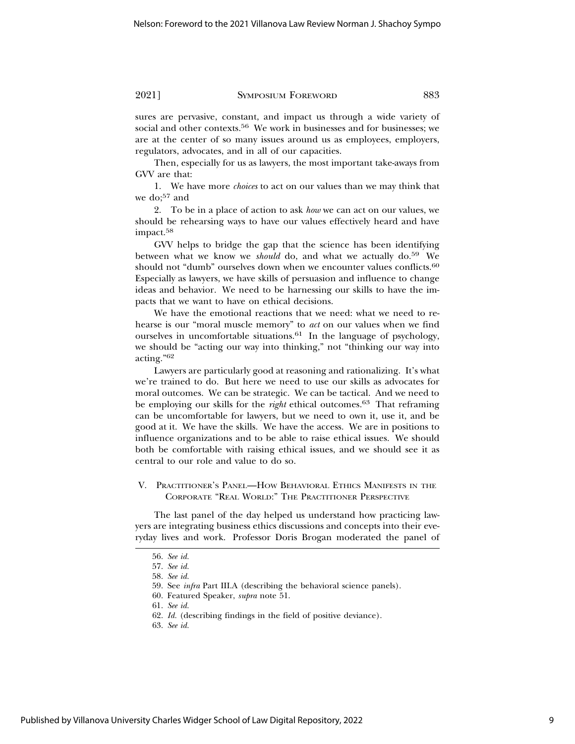sures are pervasive, constant, and impact us through a wide variety of social and other contexts.[56] We work in businesses and for businesses; we are at the center of so many issues around us as employees, employers, regulators, advocates, and in all of our capacities.

Then, especially for us as lawyers, the most important take-aways from GVV are that:

1. We have more *choices* to act on our values than we may think that we do;[57] and

2. To be in a place of action to ask *how* we can act on our values, we should be rehearsing ways to have our values effectively heard and have impact.[58]

GVV helps to bridge the gap that the science has been identifying between what we know we *should* do, and what we actually do.[59] We should not "dumb" ourselves down when we encounter values conflicts.[60] Especially as lawyers, we have skills of persuasion and influence to change ideas and behavior. We need to be harnessing our skills to have the impacts that we want to have on ethical decisions.

We have the emotional reactions that we need: what we need to rehearse is our "moral muscle memory" to *act* on our values when we find ourselves in uncomfortable situations.[61] In the language of psychology, we should be "acting our way into thinking," not "thinking our way into acting."[62]

Lawyers are particularly good at reasoning and rationalizing. It's what we're trained to do. But here we need to use our skills as advocates for moral outcomes. We can be strategic. We can be tactical. And we need to be employing our skills for the *right* ethical outcomes.[63] That reframing can be uncomfortable for lawyers, but we need to own it, use it, and be good at it. We have the skills. We have the access. We are in positions to influence organizations and to be able to raise ethical issues. We should both be comfortable with raising ethical issues, and we should see it as central to our role and value to do so.

## V. Practitioner's Panel—How Behavioral Ethics Manifests in the Corporate "Real World:" The Practitioner Perspective

The last panel of the day helped us understand how practicing lawyers are integrating business ethics discussions and concepts into their everyday lives and work. Professor Doris Brogan moderated the panel of

---

56. *See id.*

57. *See id.*

58. *See id.*

59. See *infra* Part III.A (describing the behavioral science panels).

60. Featured Speaker, *supra* note 51.

61. *See id.*

62. *Id.* (describing findings in the field of positive deviance).

63. *See id.*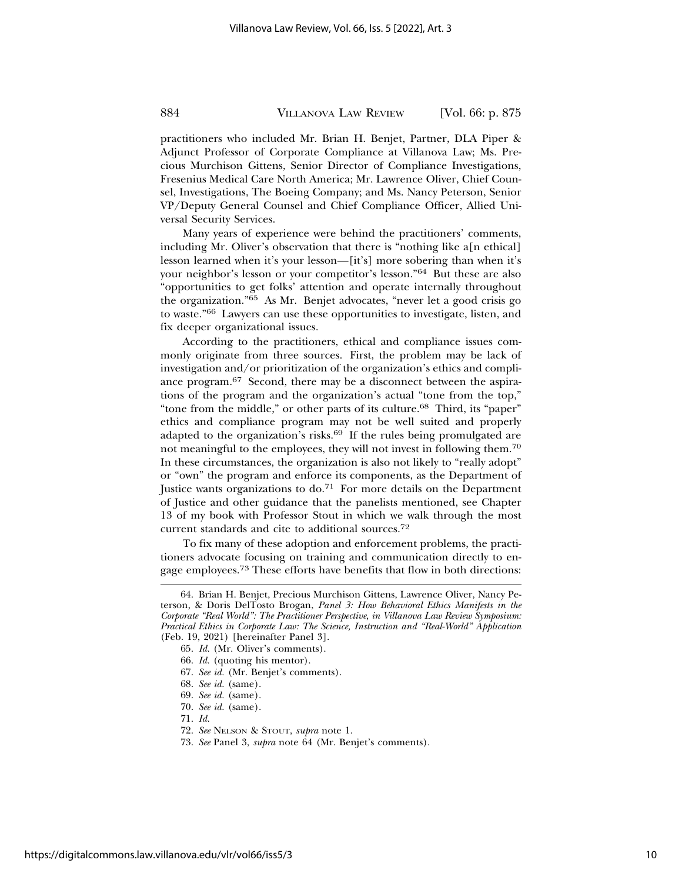practitioners who included Mr. Brian H. Benjet, Partner, DLA Piper & Adjunct Professor of Corporate Compliance at Villanova Law; Ms. Precious Murchison Gittens, Senior Director of Compliance Investigations, Fresenius Medical Care North America; Mr. Lawrence Oliver, Chief Counsel, Investigations, The Boeing Company; and Ms. Nancy Peterson, Senior VP/Deputy General Counsel and Chief Compliance Officer, Allied Universal Security Services.

Many years of experience were behind the practitioners' comments, including Mr. Oliver's observation that there is "nothing like a[n ethical] lesson learned when it's your lesson—[it's] more sobering than when it's your neighbor's lesson or your competitor's lesson."[64] But these are also "opportunities to get folks' attention and operate internally throughout the organization."[65] As Mr. Benjet advocates, "never let a good crisis go to waste."[66] Lawyers can use these opportunities to investigate, listen, and fix deeper organizational issues.

According to the practitioners, ethical and compliance issues commonly originate from three sources. First, the problem may be lack of investigation and/or prioritization of the organization's ethics and compliance program.[67] Second, there may be a disconnect between the aspirations of the program and the organization's actual "tone from the top," "tone from the middle," or other parts of its culture.[68] Third, its "paper" ethics and compliance program may not be well suited and properly adapted to the organization's risks.[69] If the rules being promulgated are not meaningful to the employees, they will not invest in following them.[70] In these circumstances, the organization is also not likely to "really adopt" or "own" the program and enforce its components, as the Department of Justice wants organizations to do.[71] For more details on the Department of Justice and other guidance that the panelists mentioned, see Chapter 13 of my book with Professor Stout in which we walk through the most current standards and cite to additional sources.[72]

To fix many of these adoption and enforcement problems, the practitioners advocate focusing on training and communication directly to engage employees.[73] These efforts have benefits that flow in both directions:

---

64. Brian H. Benjet, Precious Murchison Gittens, Lawrence Oliver, Nancy Peterson, & Doris DelTosto Brogan, *Panel 3: How Behavioral Ethics Manifests in the Corporate "Real World": The Practitioner Perspective*, *in Villanova Law Review Symposium: Practical Ethics in Corporate Law: The Science, Instruction and "Real-World" Application* (Feb. 19, 2021) [hereinafter Panel 3].

65. *Id.* (Mr. Oliver's comments).

66. *Id.* (quoting his mentor).

67. *See id.* (Mr. Benjet's comments).

68. *See id.* (same).

69. *See id.* (same).

70. *See id.* (same).

71. *Id.*

72. *See* Nelson & Stout, *supra* note 1.

73. *See* Panel 3, *supra* note 64 (Mr. Benjet's comments).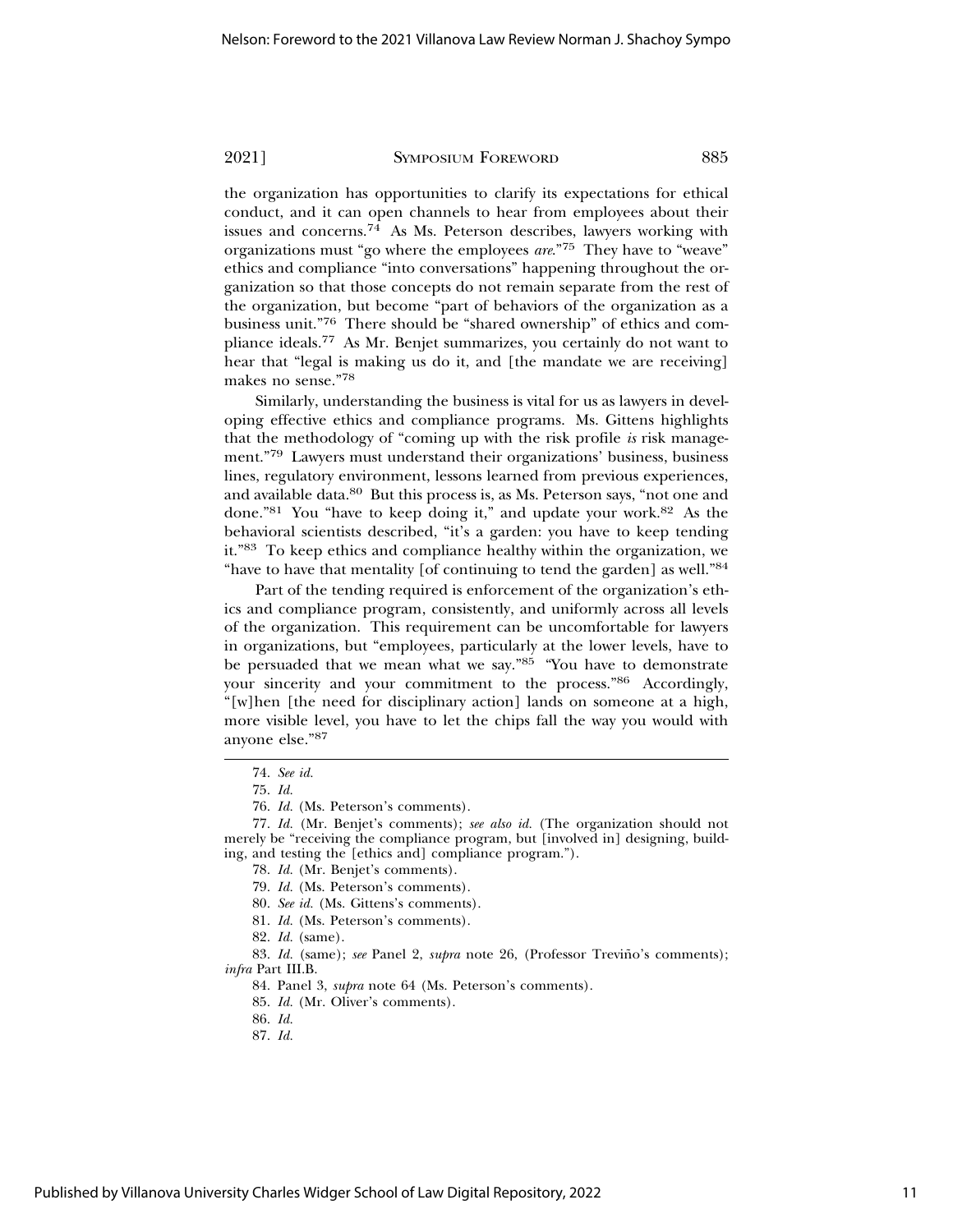the organization has opportunities to clarify its expectations for ethical conduct, and it can open channels to hear from employees about their issues and concerns.[74] As Ms. Peterson describes, lawyers working with organizations must "go where the employees *are*."[75] They have to "weave" ethics and compliance "into conversations" happening throughout the organization so that those concepts do not remain separate from the rest of the organization, but become "part of behaviors of the organization as a business unit."[76] There should be "shared ownership" of ethics and compliance ideals.[77] As Mr. Benjet summarizes, you certainly do not want to hear that "legal is making us do it, and [the mandate we are receiving] makes no sense."[78]

Similarly, understanding the business is vital for us as lawyers in developing effective ethics and compliance programs. Ms. Gittens highlights that the methodology of "coming up with the risk profile *is* risk management."[79] Lawyers must understand their organizations' business, business lines, regulatory environment, lessons learned from previous experiences, and available data.[80] But this process is, as Ms. Peterson says, "not one and done."[81] You "have to keep doing it," and update your work.[82] As the behavioral scientists described, "it's a garden: you have to keep tending it."[83] To keep ethics and compliance healthy within the organization, we "have to have that mentality [of continuing to tend the garden] as well."[84]

Part of the tending required is enforcement of the organization's ethics and compliance program, consistently, and uniformly across all levels of the organization. This requirement can be uncomfortable for lawyers in organizations, but "employees, particularly at the lower levels, have to be persuaded that we mean what we say."[85] "You have to demonstrate your sincerity and your commitment to the process."[86] Accordingly, "[w]hen [the need for disciplinary action] lands on someone at a high, more visible level, you have to let the chips fall the way you would with anyone else."[87]

---

74. *See id.*

75. *Id.*

76. *Id.* (Ms. Peterson's comments).

77. *Id.* (Mr. Benjet's comments); *see also id.* (The organization should not merely be "receiving the compliance program, but [involved in] designing, building, and testing the [ethics and] compliance program.").

78. *Id.* (Mr. Benjet's comments).

79. *Id.* (Ms. Peterson's comments).

80. *See id.* (Ms. Gittens's comments).

81. *Id.* (Ms. Peterson's comments).

82. *Id.* (same).

83. *Id.* (same); *see* Panel 2, *supra* note 26, (Professor Treviño's comments); *infra* Part III.B.

84. Panel 3, *supra* note 64 (Ms. Peterson's comments).

85. *Id.* (Mr. Oliver's comments).

86. *Id.*

87. *Id.*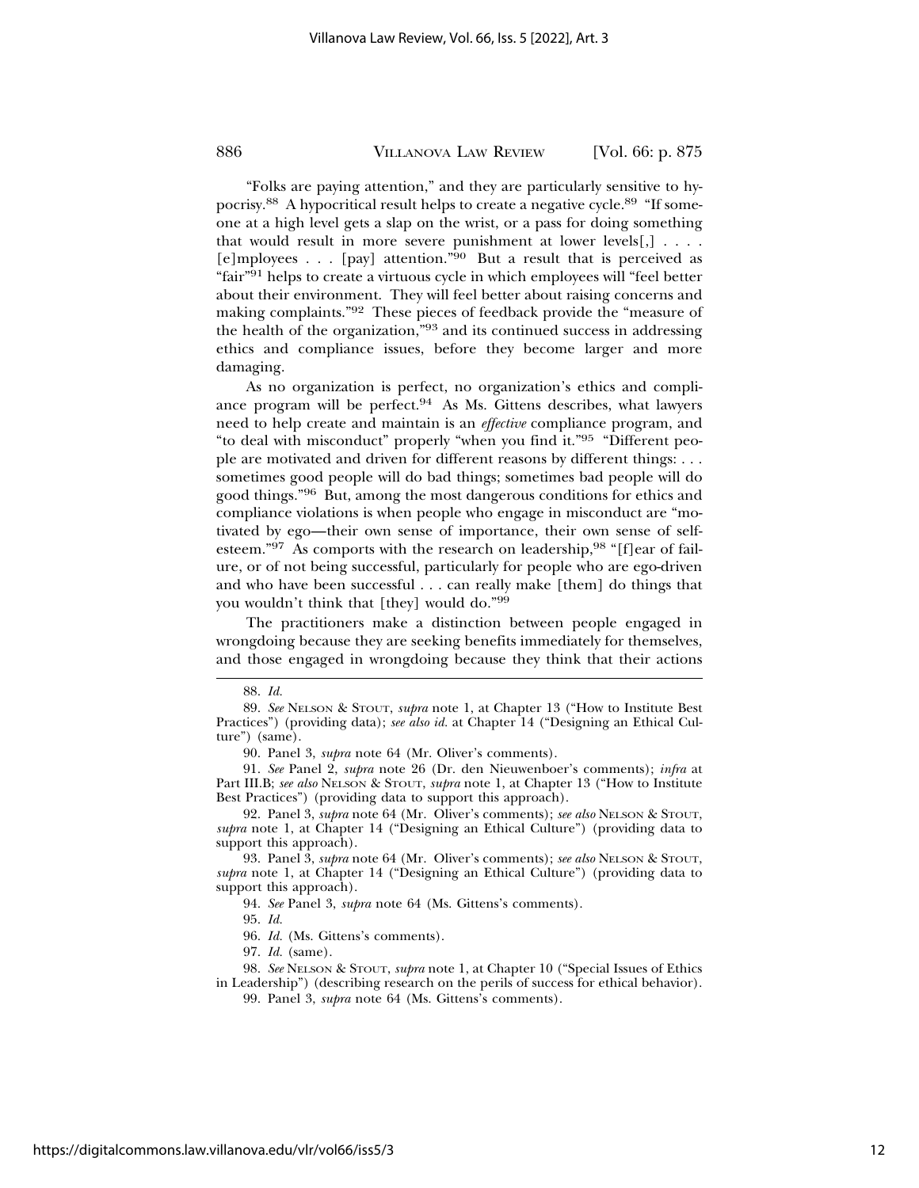"Folks are paying attention," and they are particularly sensitive to hypocrisy.[88] A hypocritical result helps to create a negative cycle.[89] "If someone at a high level gets a slap on the wrist, or a pass for doing something that would result in more severe punishment at lower levels[,] . . . . [e]mployees . . . [pay] attention."[90] But a result that is perceived as "fair"[91] helps to create a virtuous cycle in which employees will "feel better about their environment. They will feel better about raising concerns and making complaints."[92] These pieces of feedback provide the "measure of the health of the organization,"[93] and its continued success in addressing ethics and compliance issues, before they become larger and more damaging.

As no organization is perfect, no organization's ethics and compliance program will be perfect.[94] As Ms. Gittens describes, what lawyers need to help create and maintain is an *effective* compliance program, and "to deal with misconduct" properly "when you find it."[95] "Different people are motivated and driven for different reasons by different things: . . . sometimes good people will do bad things; sometimes bad people will do good things."[96] But, among the most dangerous conditions for ethics and compliance violations is when people who engage in misconduct are "motivated by ego—their own sense of importance, their own sense of self-esteem."[97] As comports with the research on leadership,[98] "[f]ear of failure, or of not being successful, particularly for people who are ego-driven and who have been successful . . . can really make [them] do things that you wouldn't think that [they] would do."[99]

The practitioners make a distinction between people engaged in wrongdoing because they are seeking benefits immediately for themselves, and those engaged in wrongdoing because they think that their actions

---

88. *Id.*

89. *See* NELSON & STOUT, *supra* note 1, at Chapter 13 ("How to Institute Best Practices") (providing data); *see also id.* at Chapter 14 ("Designing an Ethical Culture") (same).

90. Panel 3, *supra* note 64 (Mr. Oliver's comments).

91. *See* Panel 2, *supra* note 26 (Dr. den Nieuwenboer's comments); *infra* at Part III.B; *see also* NELSON & STOUT, *supra* note 1, at Chapter 13 ("How to Institute Best Practices") (providing data to support this approach).

92. Panel 3, *supra* note 64 (Mr. Oliver's comments); *see also* NELSON & STOUT, *supra* note 1, at Chapter 14 ("Designing an Ethical Culture") (providing data to support this approach).

93. Panel 3, *supra* note 64 (Mr. Oliver's comments); *see also* NELSON & STOUT, *supra* note 1, at Chapter 14 ("Designing an Ethical Culture") (providing data to support this approach).

94. *See* Panel 3, *supra* note 64 (Ms. Gittens's comments).

95. *Id.*

96. *Id.* (Ms. Gittens's comments).

97. *Id.* (same).

98. *See* NELSON & STOUT, *supra* note 1, at Chapter 10 ("Special Issues of Ethics in Leadership") (describing research on the perils of success for ethical behavior).

99. Panel 3, *supra* note 64 (Ms. Gittens's comments).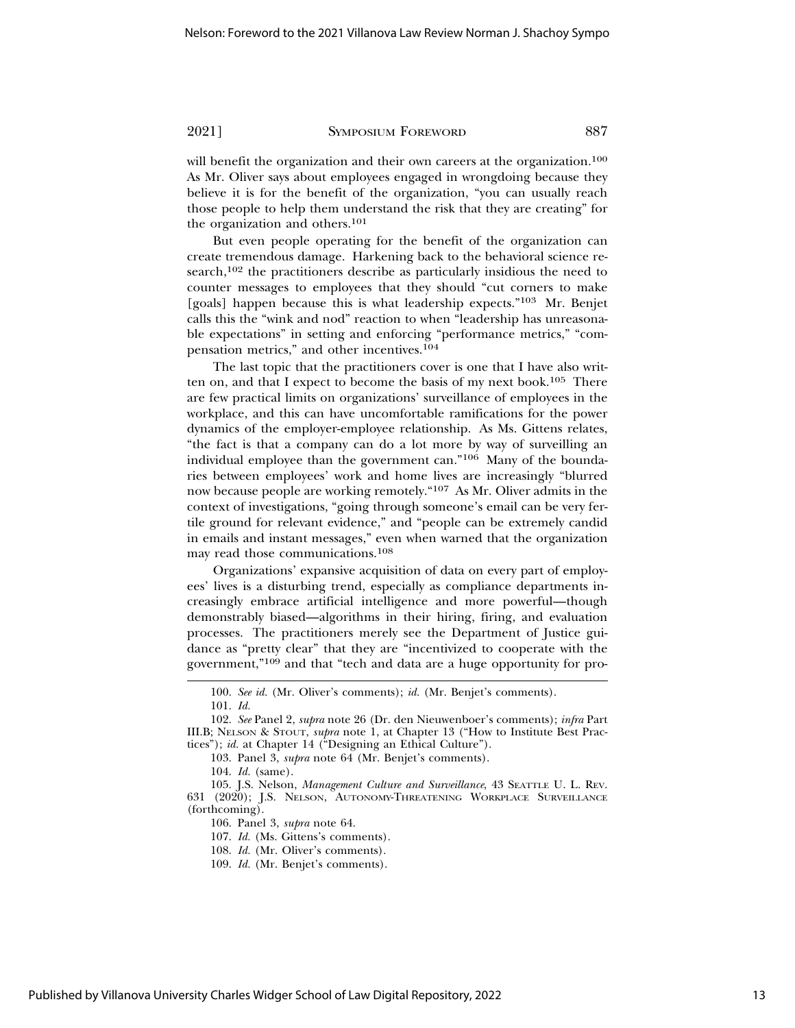will benefit the organization and their own careers at the organization.[100] As Mr. Oliver says about employees engaged in wrongdoing because they believe it is for the benefit of the organization, "you can usually reach those people to help them understand the risk that they are creating" for the organization and others.[101]

But even people operating for the benefit of the organization can create tremendous damage. Harkening back to the behavioral science research,[102] the practitioners describe as particularly insidious the need to counter messages to employees that they should "cut corners to make [goals] happen because this is what leadership expects."[103] Mr. Benjet calls this the "wink and nod" reaction to when "leadership has unreasonable expectations" in setting and enforcing "performance metrics," "compensation metrics," and other incentives.[104]

The last topic that the practitioners cover is one that I have also written on, and that I expect to become the basis of my next book.[105] There are few practical limits on organizations' surveillance of employees in the workplace, and this can have uncomfortable ramifications for the power dynamics of the employer-employee relationship. As Ms. Gittens relates, "the fact is that a company can do a lot more by way of surveilling an individual employee than the government can."[106] Many of the boundaries between employees' work and home lives are increasingly "blurred now because people are working remotely."[107] As Mr. Oliver admits in the context of investigations, "going through someone's email can be very fertile ground for relevant evidence," and "people can be extremely candid in emails and instant messages," even when warned that the organization may read those communications.[108]

Organizations' expansive acquisition of data on every part of employees' lives is a disturbing trend, especially as compliance departments increasingly embrace artificial intelligence and more powerful—though demonstrably biased—algorithms in their hiring, firing, and evaluation processes. The practitioners merely see the Department of Justice guidance as "pretty clear" that they are "incentivized to cooperate with the government,"[109] and that "tech and data are a huge opportunity for pro-

---

100. *See id.* (Mr. Oliver's comments); *id.* (Mr. Benjet's comments).

101. *Id.*

102. *See* Panel 2, *supra* note 26 (Dr. den Nieuwenboer's comments); *infra* Part III.B; NELSON & STOUT, *supra* note 1, at Chapter 13 ("How to Institute Best Practices"); *id.* at Chapter 14 ("Designing an Ethical Culture").

103. Panel 3, *supra* note 64 (Mr. Benjet's comments).

104. *Id.* (same).

105. J.S. Nelson, *Management Culture and Surveillance*, 43 SEATTLE U. L. REV. 631 (2020); J.S. NELSON, AUTONOMY-THREATENING WORKPLACE SURVEILLANCE (forthcoming).

106. Panel 3, *supra* note 64.

107. *Id.* (Ms. Gittens's comments).

108. *Id.* (Mr. Oliver's comments).

109. *Id.* (Mr. Benjet's comments).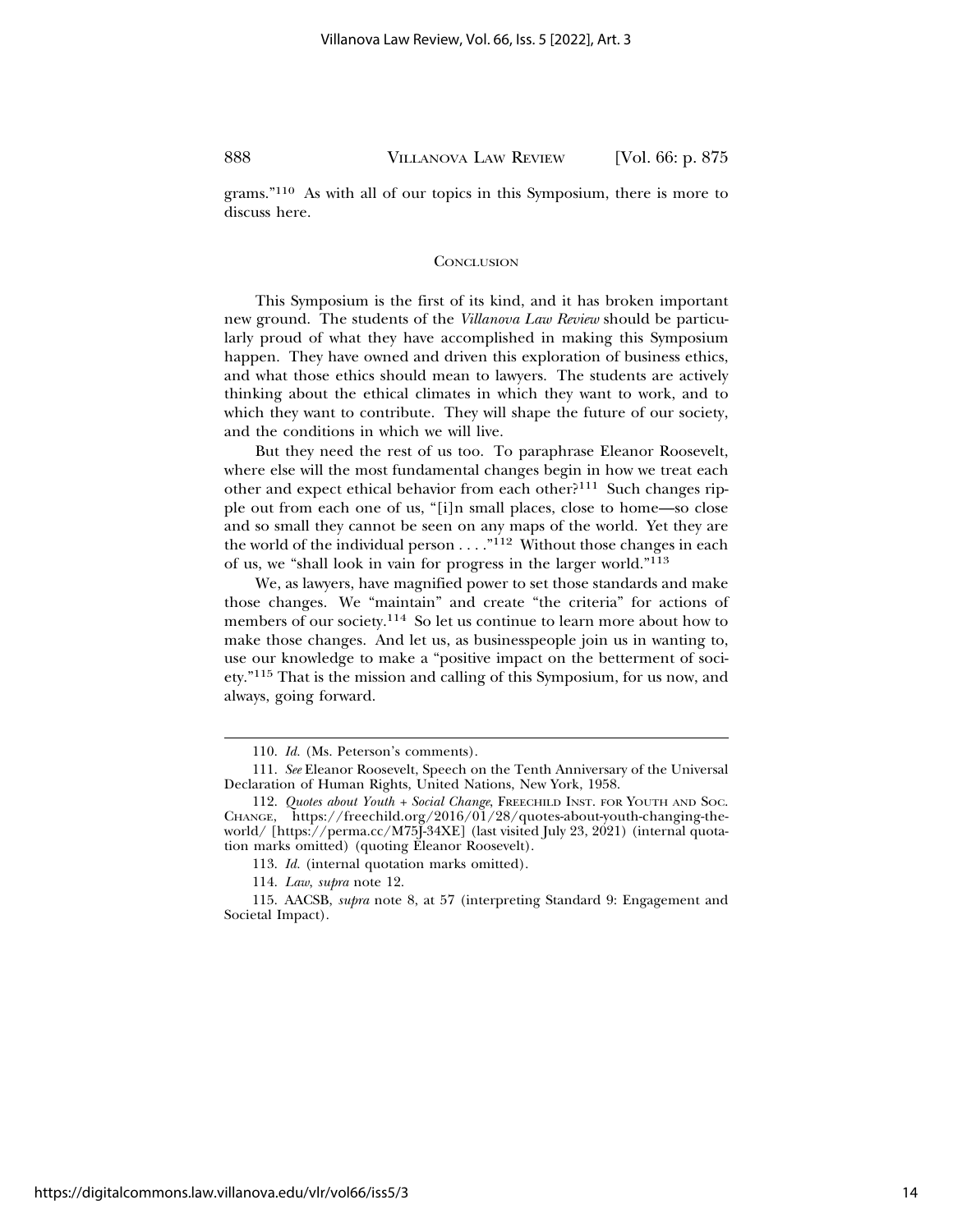grams."[110] As with all of our topics in this Symposium, there is more to discuss here.

## CONCLUSION

This Symposium is the first of its kind, and it has broken important new ground. The students of the *Villanova Law Review* should be particularly proud of what they have accomplished in making this Symposium happen. They have owned and driven this exploration of business ethics, and what those ethics should mean to lawyers. The students are actively thinking about the ethical climates in which they want to work, and to which they want to contribute. They will shape the future of our society, and the conditions in which we will live.

But they need the rest of us too. To paraphrase Eleanor Roosevelt, where else will the most fundamental changes begin in how we treat each other and expect ethical behavior from each other?[111] Such changes ripple out from each one of us, "[i]n small places, close to home—so close and so small they cannot be seen on any maps of the world. Yet they are the world of the individual person . . . ."[112] Without those changes in each of us, we "shall look in vain for progress in the larger world."[113]

We, as lawyers, have magnified power to set those standards and make those changes. We "maintain" and create "the criteria" for actions of members of our society.[114] So let us continue to learn more about how to make those changes. And let us, as businesspeople join us in wanting to, use our knowledge to make a "positive impact on the betterment of society."[115] That is the mission and calling of this Symposium, for us now, and always, going forward.

---

110. *Id.* (Ms. Peterson's comments).

111. *See* Eleanor Roosevelt, Speech on the Tenth Anniversary of the Universal Declaration of Human Rights, United Nations, New York, 1958.

112. *Quotes about Youth + Social Change*, FREECHILD INST. FOR YOUTH AND SOC. CHANGE, https://freechild.org/2016/01/28/quotes-about-youth-changing-the-world/ [https://perma.cc/M75J-34XE] (last visited July 23, 2021) (internal quotation marks omitted) (quoting Eleanor Roosevelt).

113. *Id.* (internal quotation marks omitted).

114. *Law*, *supra* note 12.

115. AACSB, *supra* note 8, at 57 (interpreting Standard 9: Engagement and Societal Impact).